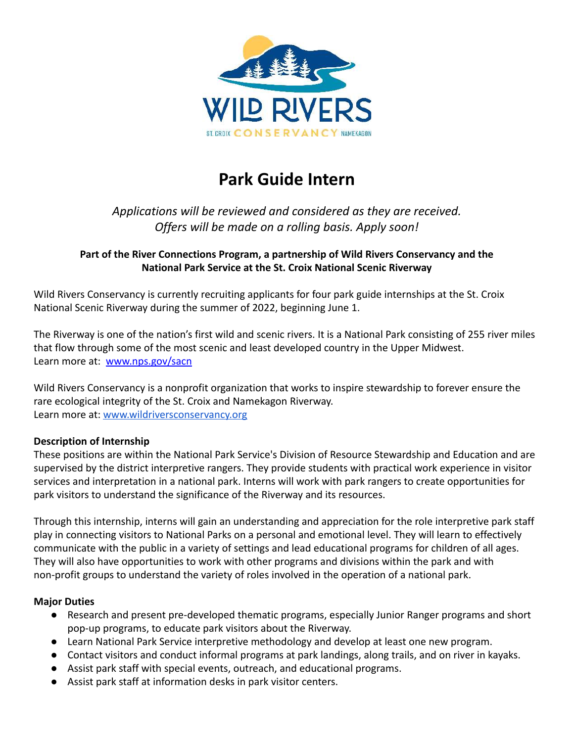# Park Guide Intern

*Applications will be reviewed and considered as they are received.*
*Offers will be made on a rolling basis. Apply soon!*

**Part of the River Connections Program, a partnership of Wild Rivers Conservancy and the National Park Service at the St. Croix National Scenic Riverway**

Wild Rivers Conservancy is currently recruiting applicants for four park guide internships at the St. Croix National Scenic Riverway during the summer of 2022, beginning June 1.

The Riverway is one of the nation's first wild and scenic rivers. It is a National Park consisting of 255 river miles that flow through some of the most scenic and least developed country in the Upper Midwest.
Learn more at: [www.nps.gov/sacn](http://www.nps.gov/sacn)

Wild Rivers Conservancy is a nonprofit organization that works to inspire stewardship to forever ensure the rare ecological integrity of the St. Croix and Namekagon Riverway.
Learn more at: [www.wildriversconservancy.org](http://www.wildriversconservancy.org)

**Description of Internship**

These positions are within the National Park Service's Division of Resource Stewardship and Education and are supervised by the district interpretive rangers. They provide students with practical work experience in visitor services and interpretation in a national park. Interns will work with park rangers to create opportunities for park visitors to understand the significance of the Riverway and its resources.

Through this internship, interns will gain an understanding and appreciation for the role interpretive park staff play in connecting visitors to National Parks on a personal and emotional level. They will learn to effectively communicate with the public in a variety of settings and lead educational programs for children of all ages. They will also have opportunities to work with other programs and divisions within the park and with non-profit groups to understand the variety of roles involved in the operation of a national park.

**Major Duties**

- Research and present pre-developed thematic programs, especially Junior Ranger programs and short pop-up programs, to educate park visitors about the Riverway.
- Learn National Park Service interpretive methodology and develop at least one new program.
- Contact visitors and conduct informal programs at park landings, along trails, and on river in kayaks.
- Assist park staff with special events, outreach, and educational programs.
- Assist park staff at information desks in park visitor centers.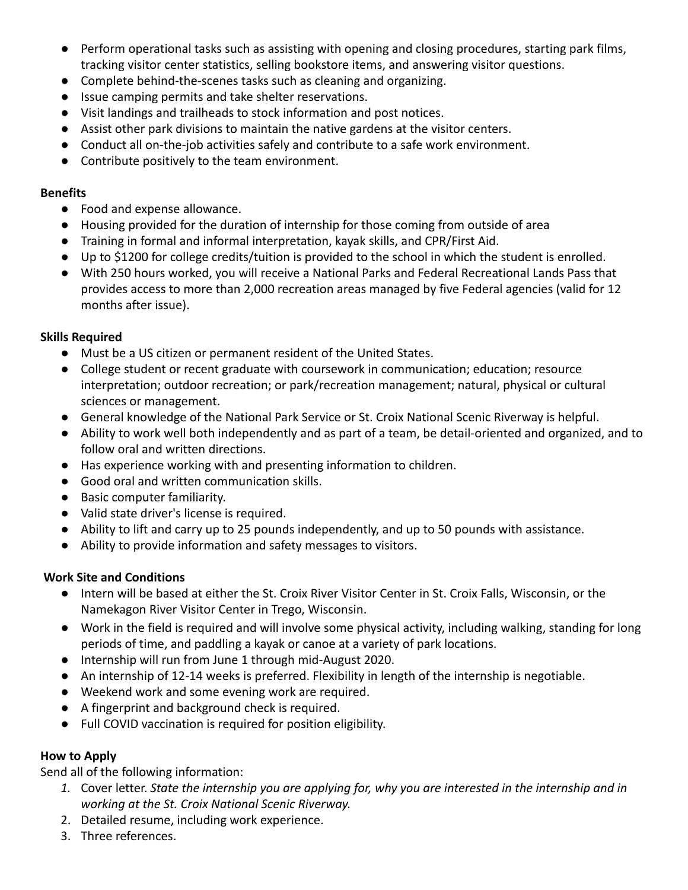- Perform operational tasks such as assisting with opening and closing procedures, starting park films, tracking visitor center statistics, selling bookstore items, and answering visitor questions.
- Complete behind-the-scenes tasks such as cleaning and organizing.
- Issue camping permits and take shelter reservations.
- Visit landings and trailheads to stock information and post notices.
- Assist other park divisions to maintain the native gardens at the visitor centers.
- Conduct all on-the-job activities safely and contribute to a safe work environment.
- Contribute positively to the team environment.

**Benefits**

- Food and expense allowance.
- Housing provided for the duration of internship for those coming from outside of area
- Training in formal and informal interpretation, kayak skills, and CPR/First Aid.
- Up to $1200 for college credits/tuition is provided to the school in which the student is enrolled.
- With 250 hours worked, you will receive a National Parks and Federal Recreational Lands Pass that provides access to more than 2,000 recreation areas managed by five Federal agencies (valid for 12 months after issue).

**Skills Required**

- Must be a US citizen or permanent resident of the United States.
- College student or recent graduate with coursework in communication; education; resource interpretation; outdoor recreation; or park/recreation management; natural, physical or cultural sciences or management.
- General knowledge of the National Park Service or St. Croix National Scenic Riverway is helpful.
- Ability to work well both independently and as part of a team, be detail-oriented and organized, and to follow oral and written directions.
- Has experience working with and presenting information to children.
- Good oral and written communication skills.
- Basic computer familiarity.
- Valid state driver's license is required.
- Ability to lift and carry up to 25 pounds independently, and up to 50 pounds with assistance.
- Ability to provide information and safety messages to visitors.

**Work Site and Conditions**

- Intern will be based at either the St. Croix River Visitor Center in St. Croix Falls, Wisconsin, or the Namekagon River Visitor Center in Trego, Wisconsin.
- Work in the field is required and will involve some physical activity, including walking, standing for long periods of time, and paddling a kayak or canoe at a variety of park locations.
- Internship will run from June 1 through mid-August 2020.
- An internship of 12-14 weeks is preferred. Flexibility in length of the internship is negotiable.
- Weekend work and some evening work are required.
- A fingerprint and background check is required.
- Full COVID vaccination is required for position eligibility.

**How to Apply**

Send all of the following information:

1. Cover letter. *State the internship you are applying for, why you are interested in the internship and in working at the St. Croix National Scenic Riverway.*
2. Detailed resume, including work experience.
3. Three references.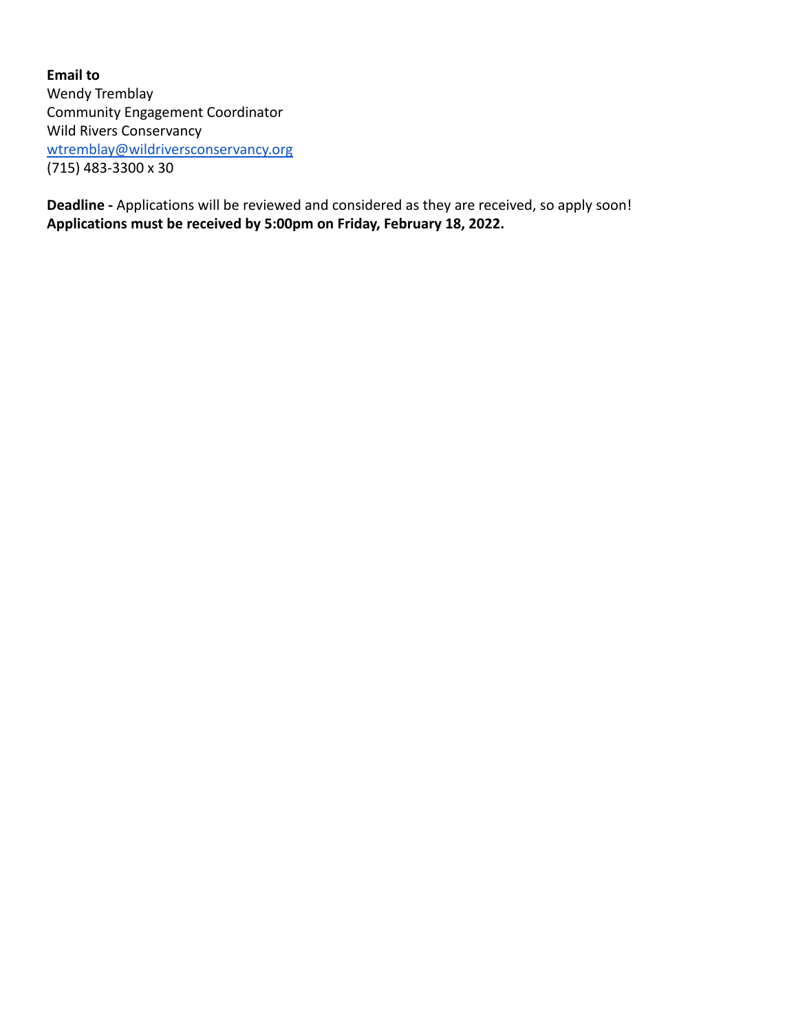**Email to**
Wendy Tremblay
Community Engagement Coordinator
Wild Rivers Conservancy
[wtremblay@wildriversconservancy.org](mailto:wtremblay@wildriversconservancy.org)
(715) 483-3300 x 30

**Deadline -** Applications will be reviewed and considered as they are received, so apply soon!
**Applications must be received by 5:00pm on Friday, February 18, 2022.**